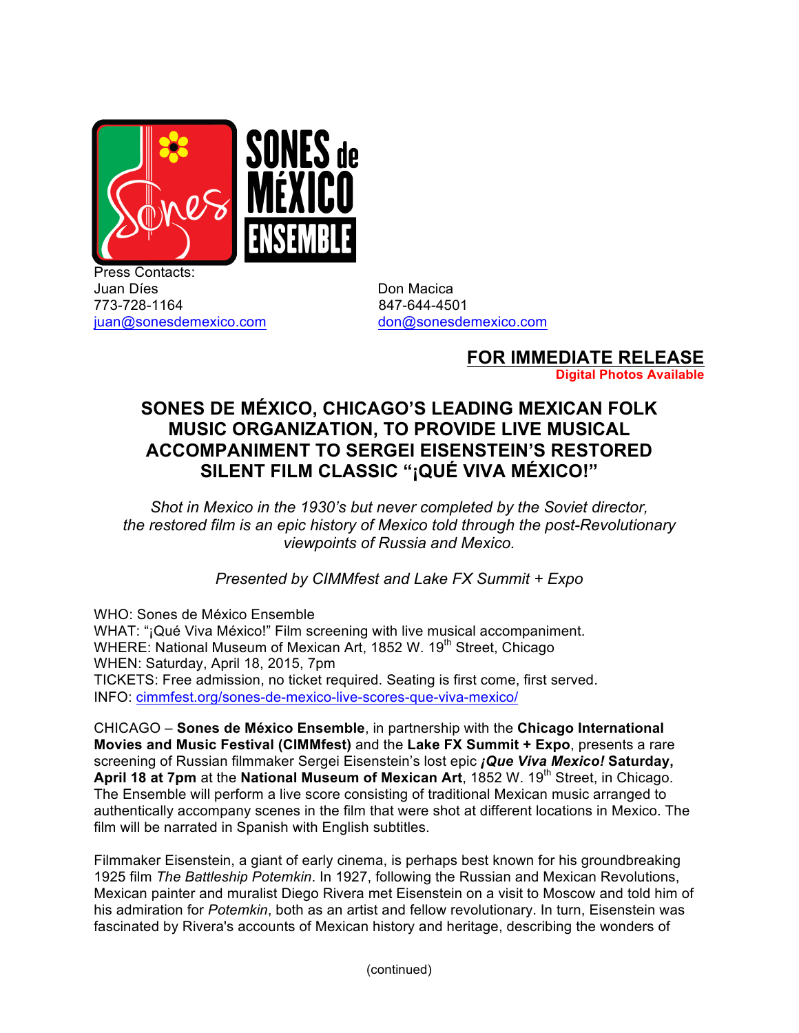Press Contacts:
Juan Díes
773-728-1164
juan@sonesdemexico.com

Don Macica
847-644-4501
don@sonesdemexico.com

**FOR IMMEDIATE RELEASE**
**Digital Photos Available**

# SONES DE MÉXICO, CHICAGO'S LEADING MEXICAN FOLK MUSIC ORGANIZATION, TO PROVIDE LIVE MUSICAL ACCOMPANIMENT TO SERGEI EISENSTEIN'S RESTORED SILENT FILM CLASSIC "¡QUÉ VIVA MÉXICO!"

*Shot in Mexico in the 1930's but never completed by the Soviet director, the restored film is an epic history of Mexico told through the post-Revolutionary viewpoints of Russia and Mexico.*

*Presented by CIMMfest and Lake FX Summit + Expo*

WHO: Sones de México Ensemble
WHAT: "¡Qué Viva México!" Film screening with live musical accompaniment.
WHERE: National Museum of Mexican Art, 1852 W. 19th Street, Chicago
WHEN: Saturday, April 18, 2015, 7pm
TICKETS: Free admission, no ticket required. Seating is first come, first served.
INFO: cimmfest.org/sones-de-mexico-live-scores-que-viva-mexico/

CHICAGO – **Sones de México Ensemble**, in partnership with the **Chicago International Movies and Music Festival (CIMMfest)** and the **Lake FX Summit + Expo**, presents a rare screening of Russian filmmaker Sergei Eisenstein's lost epic ***¡Que Viva Mexico!* Saturday, April 18 at 7pm** at the **National Museum of Mexican Art**, 1852 W. 19th Street, in Chicago. The Ensemble will perform a live score consisting of traditional Mexican music arranged to authentically accompany scenes in the film that were shot at different locations in Mexico. The film will be narrated in Spanish with English subtitles.

Filmmaker Eisenstein, a giant of early cinema, is perhaps best known for his groundbreaking 1925 film *The Battleship Potemkin*. In 1927, following the Russian and Mexican Revolutions, Mexican painter and muralist Diego Rivera met Eisenstein on a visit to Moscow and told him of his admiration for *Potemkin*, both as an artist and fellow revolutionary. In turn, Eisenstein was fascinated by Rivera's accounts of Mexican history and heritage, describing the wonders of

(continued)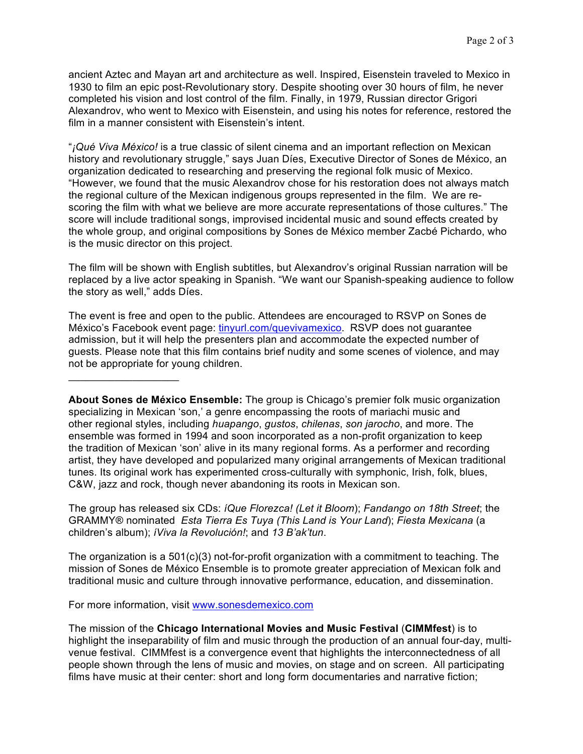ancient Aztec and Mayan art and architecture as well. Inspired, Eisenstein traveled to Mexico in 1930 to film an epic post-Revolutionary story. Despite shooting over 30 hours of film, he never completed his vision and lost control of the film. Finally, in 1979, Russian director Grigori Alexandrov, who went to Mexico with Eisenstein, and using his notes for reference, restored the film in a manner consistent with Eisenstein's intent.

"*¡Qué Viva México!* is a true classic of silent cinema and an important reflection on Mexican history and revolutionary struggle," says Juan Díes, Executive Director of Sones de México, an organization dedicated to researching and preserving the regional folk music of Mexico. "However, we found that the music Alexandrov chose for his restoration does not always match the regional culture of the Mexican indigenous groups represented in the film. We are re-scoring the film with what we believe are more accurate representations of those cultures." The score will include traditional songs, improvised incidental music and sound effects created by the whole group, and original compositions by Sones de México member Zacbé Pichardo, who is the music director on this project.

The film will be shown with English subtitles, but Alexandrov's original Russian narration will be replaced by a live actor speaking in Spanish. "We want our Spanish-speaking audience to follow the story as well," adds Díes.

The event is free and open to the public. Attendees are encouraged to RSVP on Sones de México's Facebook event page: tinyurl.com/quevivamexico. RSVP does not guarantee admission, but it will help the presenters plan and accommodate the expected number of guests. Please note that this film contains brief nudity and some scenes of violence, and may not be appropriate for young children.

---

**About Sones de México Ensemble:** The group is Chicago's premier folk music organization specializing in Mexican 'son,' a genre encompassing the roots of mariachi music and other regional styles, including *huapango*, *gustos*, *chilenas*, *son jarocho*, and more. The ensemble was formed in 1994 and soon incorporated as a non-profit organization to keep the tradition of Mexican 'son' alive in its many regional forms. As a performer and recording artist, they have developed and popularized many original arrangements of Mexican traditional tunes. Its original work has experimented cross-culturally with symphonic, Irish, folk, blues, C&W, jazz and rock, though never abandoning its roots in Mexican son.

The group has released six CDs: *¡Que Florezca! (Let it Bloom*); *Fandango on 18th Street*; the GRAMMY® nominated *Esta Tierra Es Tuya (This Land is Your Land*); *Fiesta Mexicana* (a children's album); *¡Viva la Revolución!*; and *13 B'ak'tun*.

The organization is a 501(c)(3) not-for-profit organization with a commitment to teaching. The mission of Sones de México Ensemble is to promote greater appreciation of Mexican folk and traditional music and culture through innovative performance, education, and dissemination.

For more information, visit www.sonesdemexico.com

The mission of the **Chicago International Movies and Music Festival** (**CIMMfest**) is to highlight the inseparability of film and music through the production of an annual four-day, multi-venue festival. CIMMfest is a convergence event that highlights the interconnectedness of all people shown through the lens of music and movies, on stage and on screen. All participating films have music at their center: short and long form documentaries and narrative fiction;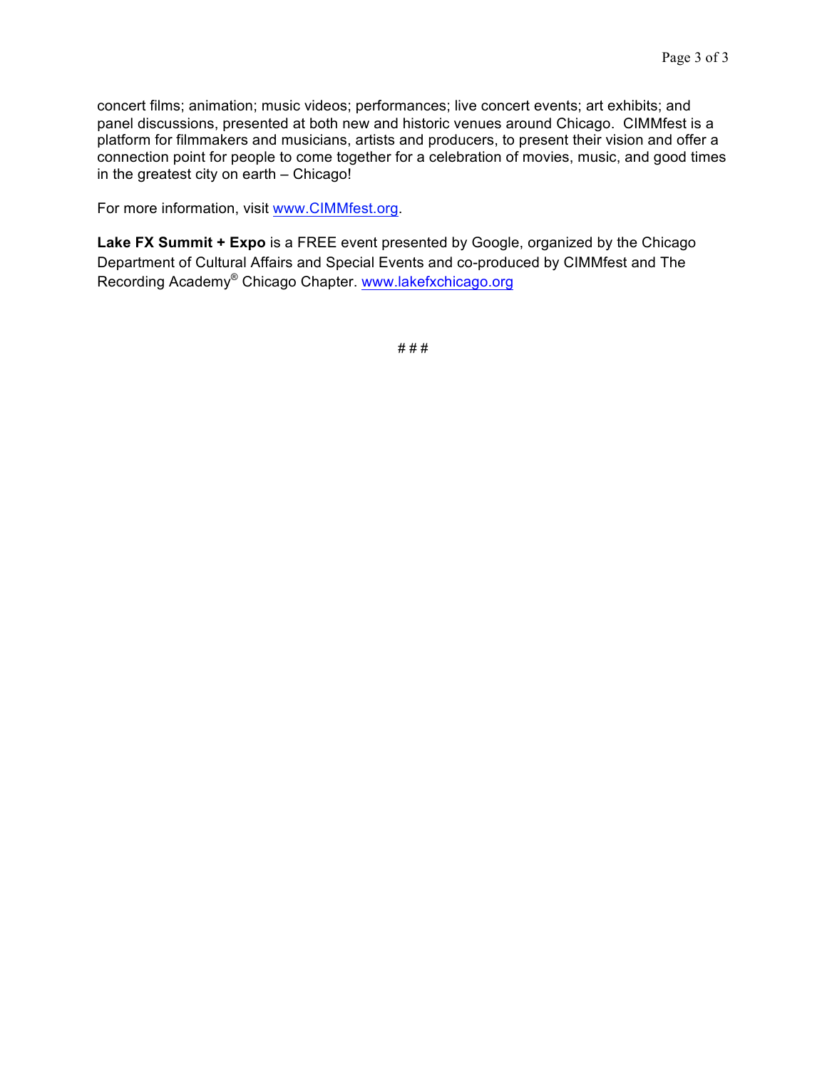concert films; animation; music videos; performances; live concert events; art exhibits; and panel discussions, presented at both new and historic venues around Chicago. CIMMfest is a platform for filmmakers and musicians, artists and producers, to present their vision and offer a connection point for people to come together for a celebration of movies, music, and good times in the greatest city on earth – Chicago!

For more information, visit [www.CIMMfest.org](http://www.CIMMfest.org).

**Lake FX Summit + Expo** is a FREE event presented by Google, organized by the Chicago Department of Cultural Affairs and Special Events and co-produced by CIMMfest and The Recording Academy® Chicago Chapter. [www.lakefxchicago.org](http://www.lakefxchicago.org)

# # #